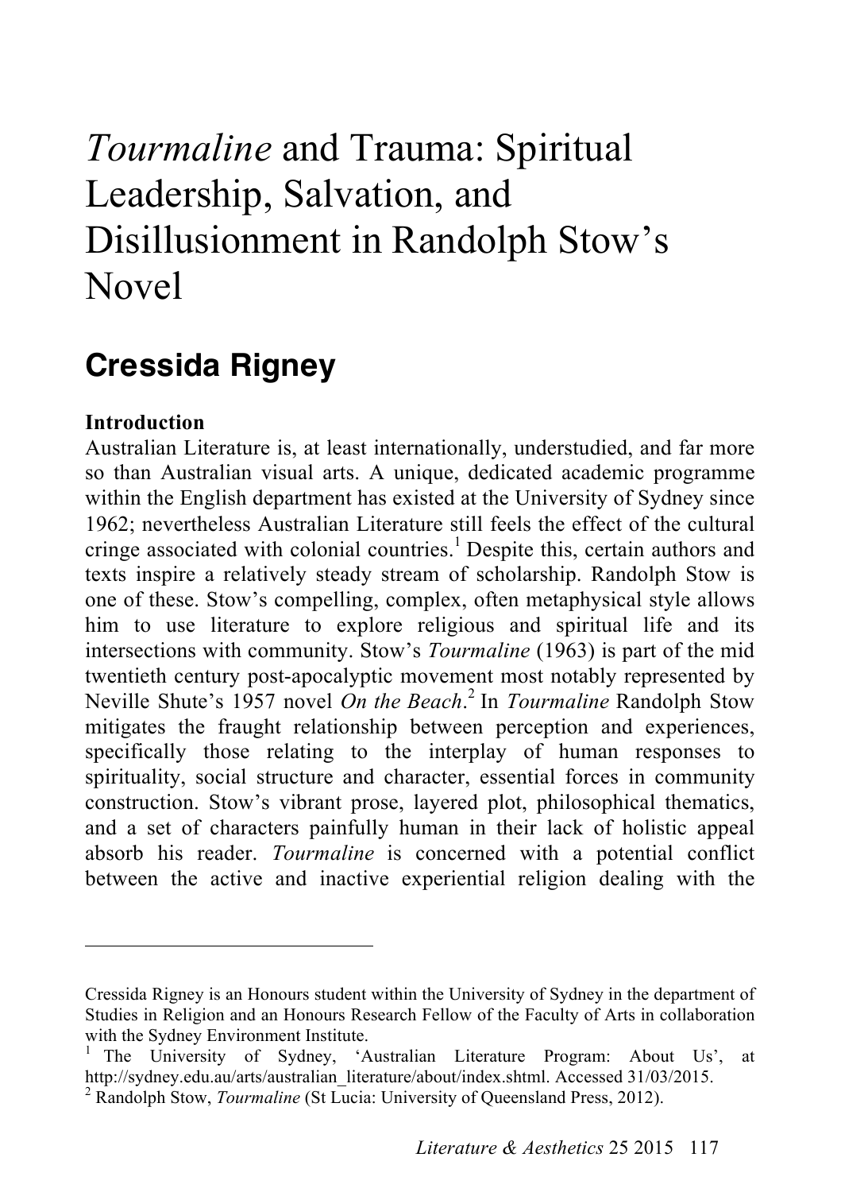# *Tourmaline* and Trauma: Spiritual Leadership, Salvation, and Disillusionment in Randolph Stow's Novel

## Cressida Rigney

**Introduction**

Australian Literature is, at least internationally, understudied, and far more so than Australian visual arts. A unique, dedicated academic programme within the English department has existed at the University of Sydney since 1962; nevertheless Australian Literature still feels the effect of the cultural cringe associated with colonial countries.[1] Despite this, certain authors and texts inspire a relatively steady stream of scholarship. Randolph Stow is one of these. Stow's compelling, complex, often metaphysical style allows him to use literature to explore religious and spiritual life and its intersections with community. Stow's *Tourmaline* (1963) is part of the mid twentieth century post-apocalyptic movement most notably represented by Neville Shute's 1957 novel *On the Beach*.[2] In *Tourmaline* Randolph Stow mitigates the fraught relationship between perception and experiences, specifically those relating to the interplay of human responses to spirituality, social structure and character, essential forces in community construction. Stow's vibrant prose, layered plot, philosophical thematics, and a set of characters painfully human in their lack of holistic appeal absorb his reader. *Tourmaline* is concerned with a potential conflict between the active and inactive experiential religion dealing with the

---

Cressida Rigney is an Honours student within the University of Sydney in the department of Studies in Religion and an Honours Research Fellow of the Faculty of Arts in collaboration with the Sydney Environment Institute.

[1] The University of Sydney, 'Australian Literature Program: About Us', at http://sydney.edu.au/arts/australian_literature/about/index.shtml. Accessed 31/03/2015.

[2] Randolph Stow, *Tourmaline* (St Lucia: University of Queensland Press, 2012).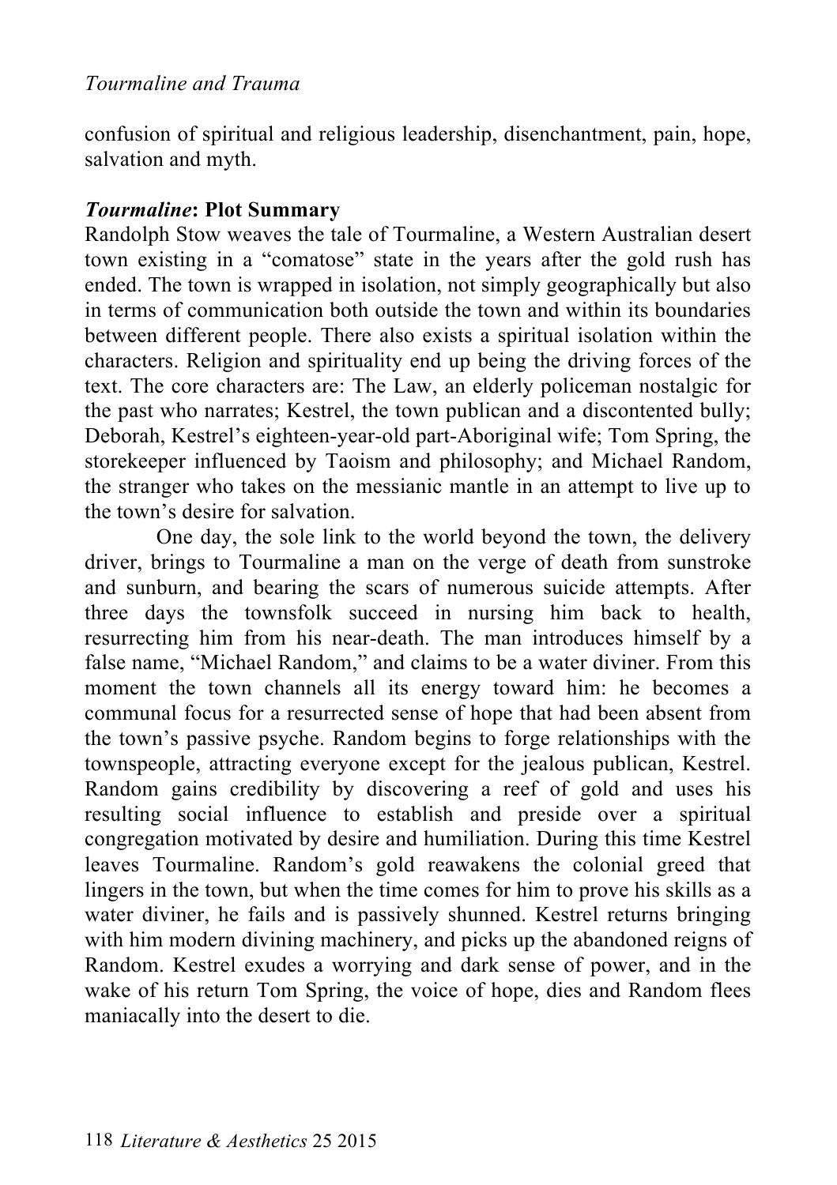confusion of spiritual and religious leadership, disenchantment, pain, hope, salvation and myth.

### *Tourmaline*: Plot Summary

Randolph Stow weaves the tale of Tourmaline, a Western Australian desert town existing in a "comatose" state in the years after the gold rush has ended. The town is wrapped in isolation, not simply geographically but also in terms of communication both outside the town and within its boundaries between different people. There also exists a spiritual isolation within the characters. Religion and spirituality end up being the driving forces of the text. The core characters are: The Law, an elderly policeman nostalgic for the past who narrates; Kestrel, the town publican and a discontented bully; Deborah, Kestrel's eighteen-year-old part-Aboriginal wife; Tom Spring, the storekeeper influenced by Taoism and philosophy; and Michael Random, the stranger who takes on the messianic mantle in an attempt to live up to the town's desire for salvation.

One day, the sole link to the world beyond the town, the delivery driver, brings to Tourmaline a man on the verge of death from sunstroke and sunburn, and bearing the scars of numerous suicide attempts. After three days the townsfolk succeed in nursing him back to health, resurrecting him from his near-death. The man introduces himself by a false name, "Michael Random," and claims to be a water diviner. From this moment the town channels all its energy toward him: he becomes a communal focus for a resurrected sense of hope that had been absent from the town's passive psyche. Random begins to forge relationships with the townspeople, attracting everyone except for the jealous publican, Kestrel. Random gains credibility by discovering a reef of gold and uses his resulting social influence to establish and preside over a spiritual congregation motivated by desire and humiliation. During this time Kestrel leaves Tourmaline. Random's gold reawakens the colonial greed that lingers in the town, but when the time comes for him to prove his skills as a water diviner, he fails and is passively shunned. Kestrel returns bringing with him modern divining machinery, and picks up the abandoned reigns of Random. Kestrel exudes a worrying and dark sense of power, and in the wake of his return Tom Spring, the voice of hope, dies and Random flees maniacally into the desert to die.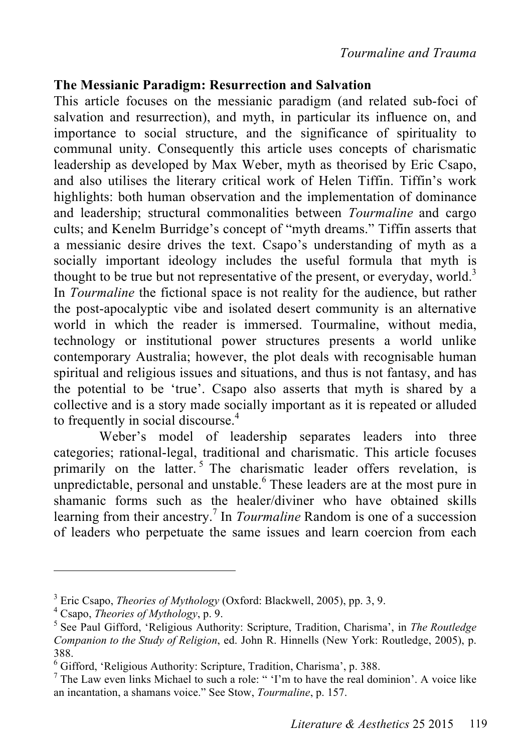## The Messianic Paradigm: Resurrection and Salvation

This article focuses on the messianic paradigm (and related sub-foci of salvation and resurrection), and myth, in particular its influence on, and importance to social structure, and the significance of spirituality to communal unity. Consequently this article uses concepts of charismatic leadership as developed by Max Weber, myth as theorised by Eric Csapo, and also utilises the literary critical work of Helen Tiffin. Tiffin's work highlights: both human observation and the implementation of dominance and leadership; structural commonalities between *Tourmaline* and cargo cults; and Kenelm Burridge's concept of "myth dreams." Tiffin asserts that a messianic desire drives the text. Csapo's understanding of myth as a socially important ideology includes the useful formula that myth is thought to be true but not representative of the present, or everyday, world.[3] In *Tourmaline* the fictional space is not reality for the audience, but rather the post-apocalyptic vibe and isolated desert community is an alternative world in which the reader is immersed. Tourmaline, without media, technology or institutional power structures presents a world unlike contemporary Australia; however, the plot deals with recognisable human spiritual and religious issues and situations, and thus is not fantasy, and has the potential to be 'true'. Csapo also asserts that myth is shared by a collective and is a story made socially important as it is repeated or alluded to frequently in social discourse.[4]

Weber's model of leadership separates leaders into three categories; rational-legal, traditional and charismatic. This article focuses primarily on the latter.[5] The charismatic leader offers revelation, is unpredictable, personal and unstable.[6] These leaders are at the most pure in shamanic forms such as the healer/diviner who have obtained skills learning from their ancestry.[7] In *Tourmaline* Random is one of a succession of leaders who perpetuate the same issues and learn coercion from each

---

[3] Eric Csapo, *Theories of Mythology* (Oxford: Blackwell, 2005), pp. 3, 9.

[4] Csapo, *Theories of Mythology*, p. 9.

[5] See Paul Gifford, 'Religious Authority: Scripture, Tradition, Charisma', in *The Routledge Companion to the Study of Religion*, ed. John R. Hinnells (New York: Routledge, 2005), p. 388.

[6] Gifford, 'Religious Authority: Scripture, Tradition, Charisma', p. 388.

[7] The Law even links Michael to such a role: " 'I'm to have the real dominion'. A voice like an incantation, a shamans voice." See Stow, *Tourmaline*, p. 157.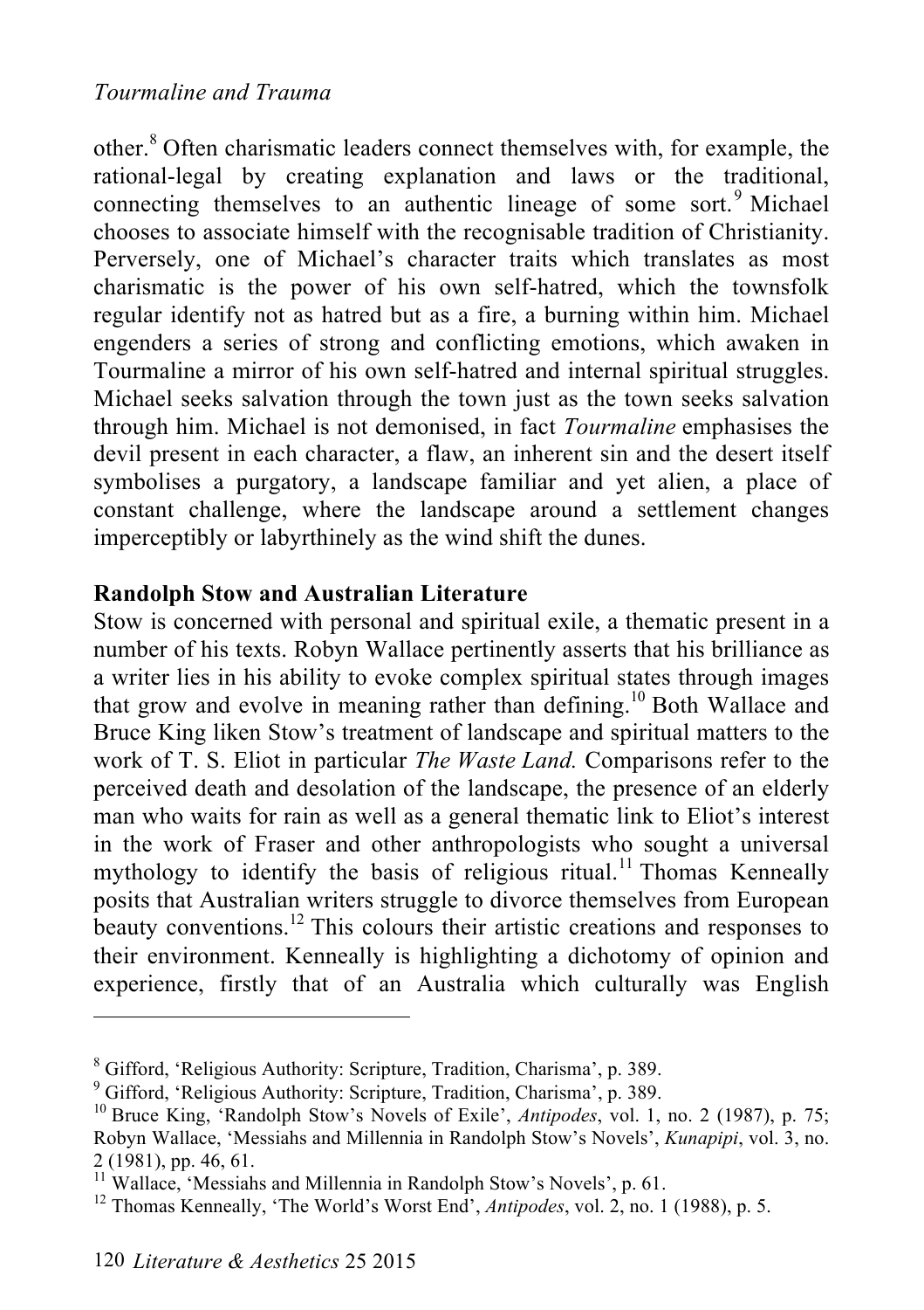other.[8] Often charismatic leaders connect themselves with, for example, the rational-legal by creating explanation and laws or the traditional, connecting themselves to an authentic lineage of some sort.[9] Michael chooses to associate himself with the recognisable tradition of Christianity. Perversely, one of Michael's character traits which translates as most charismatic is the power of his own self-hatred, which the townsfolk regular identify not as hatred but as a fire, a burning within him. Michael engenders a series of strong and conflicting emotions, which awaken in Tourmaline a mirror of his own self-hatred and internal spiritual struggles. Michael seeks salvation through the town just as the town seeks salvation through him. Michael is not demonised, in fact *Tourmaline* emphasises the devil present in each character, a flaw, an inherent sin and the desert itself symbolises a purgatory, a landscape familiar and yet alien, a place of constant challenge, where the landscape around a settlement changes imperceptibly or labyrthinely as the wind shift the dunes.

**Randolph Stow and Australian Literature**

Stow is concerned with personal and spiritual exile, a thematic present in a number of his texts. Robyn Wallace pertinently asserts that his brilliance as a writer lies in his ability to evoke complex spiritual states through images that grow and evolve in meaning rather than defining.[10] Both Wallace and Bruce King liken Stow's treatment of landscape and spiritual matters to the work of T. S. Eliot in particular *The Waste Land.* Comparisons refer to the perceived death and desolation of the landscape, the presence of an elderly man who waits for rain as well as a general thematic link to Eliot's interest in the work of Fraser and other anthropologists who sought a universal mythology to identify the basis of religious ritual.[11] Thomas Kenneally posits that Australian writers struggle to divorce themselves from European beauty conventions.[12] This colours their artistic creations and responses to their environment. Kenneally is highlighting a dichotomy of opinion and experience, firstly that of an Australia which culturally was English

---

[8] Gifford, 'Religious Authority: Scripture, Tradition, Charisma', p. 389.

[9] Gifford, 'Religious Authority: Scripture, Tradition, Charisma', p. 389.

[10] Bruce King, 'Randolph Stow's Novels of Exile', *Antipodes*, vol. 1, no. 2 (1987), p. 75; Robyn Wallace, 'Messiahs and Millennia in Randolph Stow's Novels', *Kunapipi*, vol. 3, no. 2 (1981), pp. 46, 61.

[11] Wallace, 'Messiahs and Millennia in Randolph Stow's Novels', p. 61.

[12] Thomas Kenneally, 'The World's Worst End', *Antipodes*, vol. 2, no. 1 (1988), p. 5.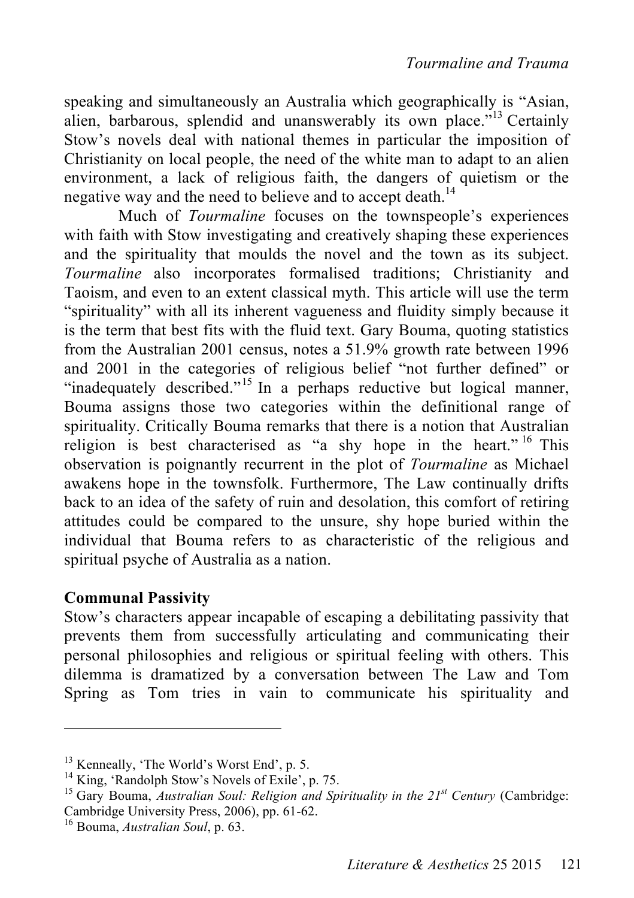speaking and simultaneously an Australia which geographically is "Asian, alien, barbarous, splendid and unanswerably its own place."[13] Certainly Stow's novels deal with national themes in particular the imposition of Christianity on local people, the need of the white man to adapt to an alien environment, a lack of religious faith, the dangers of quietism or the negative way and the need to believe and to accept death.[14]

Much of *Tourmaline* focuses on the townspeople's experiences with faith with Stow investigating and creatively shaping these experiences and the spirituality that moulds the novel and the town as its subject. *Tourmaline* also incorporates formalised traditions; Christianity and Taoism, and even to an extent classical myth. This article will use the term "spirituality" with all its inherent vagueness and fluidity simply because it is the term that best fits with the fluid text. Gary Bouma, quoting statistics from the Australian 2001 census, notes a 51.9% growth rate between 1996 and 2001 in the categories of religious belief "not further defined" or "inadequately described."[15] In a perhaps reductive but logical manner, Bouma assigns those two categories within the definitional range of spirituality. Critically Bouma remarks that there is a notion that Australian religion is best characterised as "a shy hope in the heart."[16] This observation is poignantly recurrent in the plot of *Tourmaline* as Michael awakens hope in the townsfolk. Furthermore, The Law continually drifts back to an idea of the safety of ruin and desolation, this comfort of retiring attitudes could be compared to the unsure, shy hope buried within the individual that Bouma refers to as characteristic of the religious and spiritual psyche of Australia as a nation.

**Communal Passivity**

Stow's characters appear incapable of escaping a debilitating passivity that prevents them from successfully articulating and communicating their personal philosophies and religious or spiritual feeling with others. This dilemma is dramatized by a conversation between The Law and Tom Spring as Tom tries in vain to communicate his spirituality and

---

[13] Kenneally, 'The World's Worst End', p. 5.

[14] King, 'Randolph Stow's Novels of Exile', p. 75.

[15] Gary Bouma, *Australian Soul: Religion and Spirituality in the 21st Century* (Cambridge: Cambridge University Press, 2006), pp. 61-62.

[16] Bouma, *Australian Soul*, p. 63.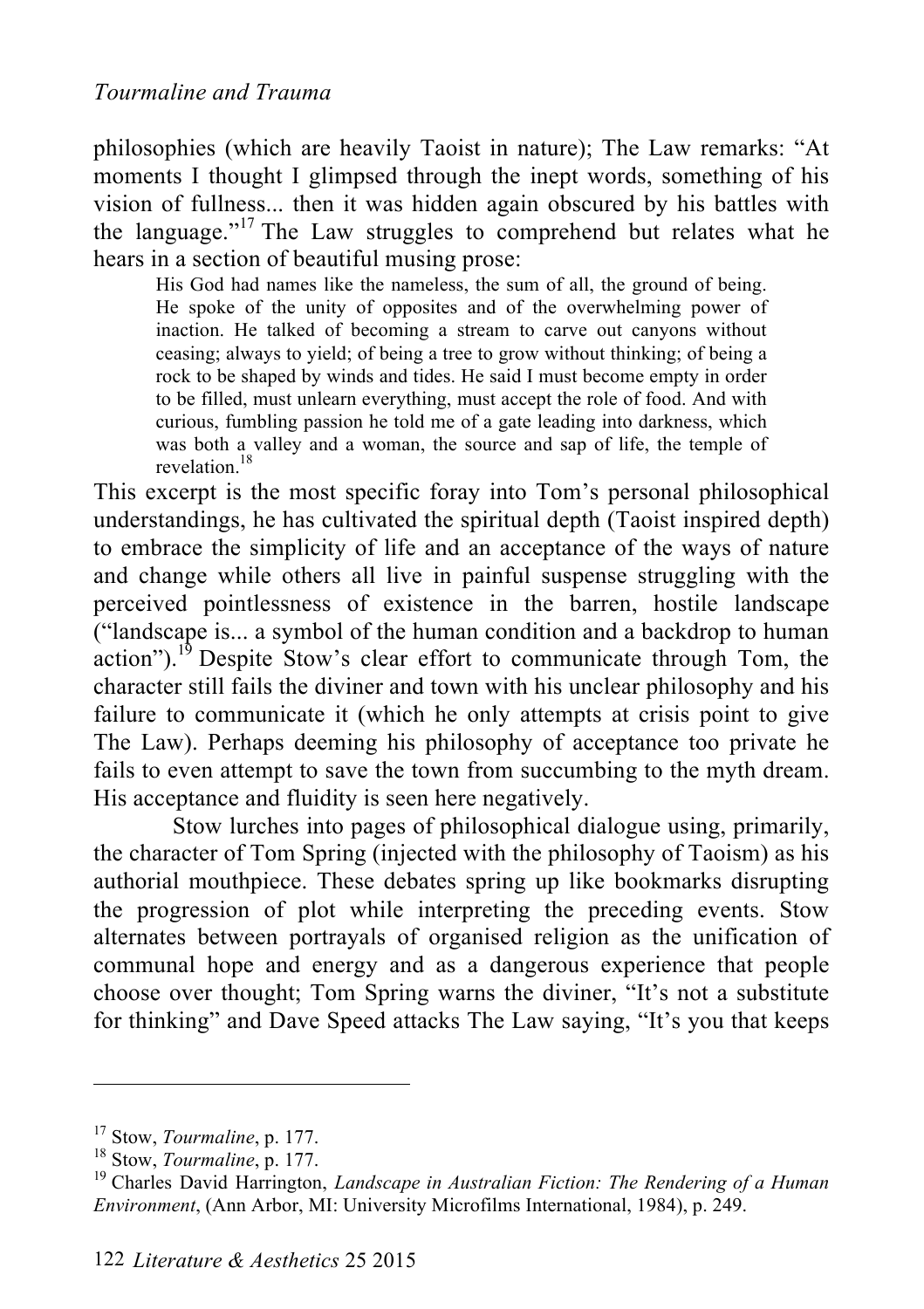philosophies (which are heavily Taoist in nature); The Law remarks: “At moments I thought I glimpsed through the inept words, something of his vision of fullness... then it was hidden again obscured by his battles with the language.”[17] The Law struggles to comprehend but relates what he hears in a section of beautiful musing prose:

> His God had names like the nameless, the sum of all, the ground of being. He spoke of the unity of opposites and of the overwhelming power of inaction. He talked of becoming a stream to carve out canyons without ceasing; always to yield; of being a tree to grow without thinking; of being a rock to be shaped by winds and tides. He said I must become empty in order to be filled, must unlearn everything, must accept the role of food. And with curious, fumbling passion he told me of a gate leading into darkness, which was both a valley and a woman, the source and sap of life, the temple of revelation.[18]

This excerpt is the most specific foray into Tom’s personal philosophical understandings, he has cultivated the spiritual depth (Taoist inspired depth) to embrace the simplicity of life and an acceptance of the ways of nature and change while others all live in painful suspense struggling with the perceived pointlessness of existence in the barren, hostile landscape (“landscape is... a symbol of the human condition and a backdrop to human action”).[19] Despite Stow’s clear effort to communicate through Tom, the character still fails the diviner and town with his unclear philosophy and his failure to communicate it (which he only attempts at crisis point to give The Law). Perhaps deeming his philosophy of acceptance too private he fails to even attempt to save the town from succumbing to the myth dream. His acceptance and fluidity is seen here negatively.

Stow lurches into pages of philosophical dialogue using, primarily, the character of Tom Spring (injected with the philosophy of Taoism) as his authorial mouthpiece. These debates spring up like bookmarks disrupting the progression of plot while interpreting the preceding events. Stow alternates between portrayals of organised religion as the unification of communal hope and energy and as a dangerous experience that people choose over thought; Tom Spring warns the diviner, “It’s not a substitute for thinking” and Dave Speed attacks The Law saying, “It’s you that keeps

---

[17] Stow, *Tourmaline*, p. 177.

[18] Stow, *Tourmaline*, p. 177.

[19] Charles David Harrington, *Landscape in Australian Fiction: The Rendering of a Human Environment*, (Ann Arbor, MI: University Microfilms International, 1984), p. 249.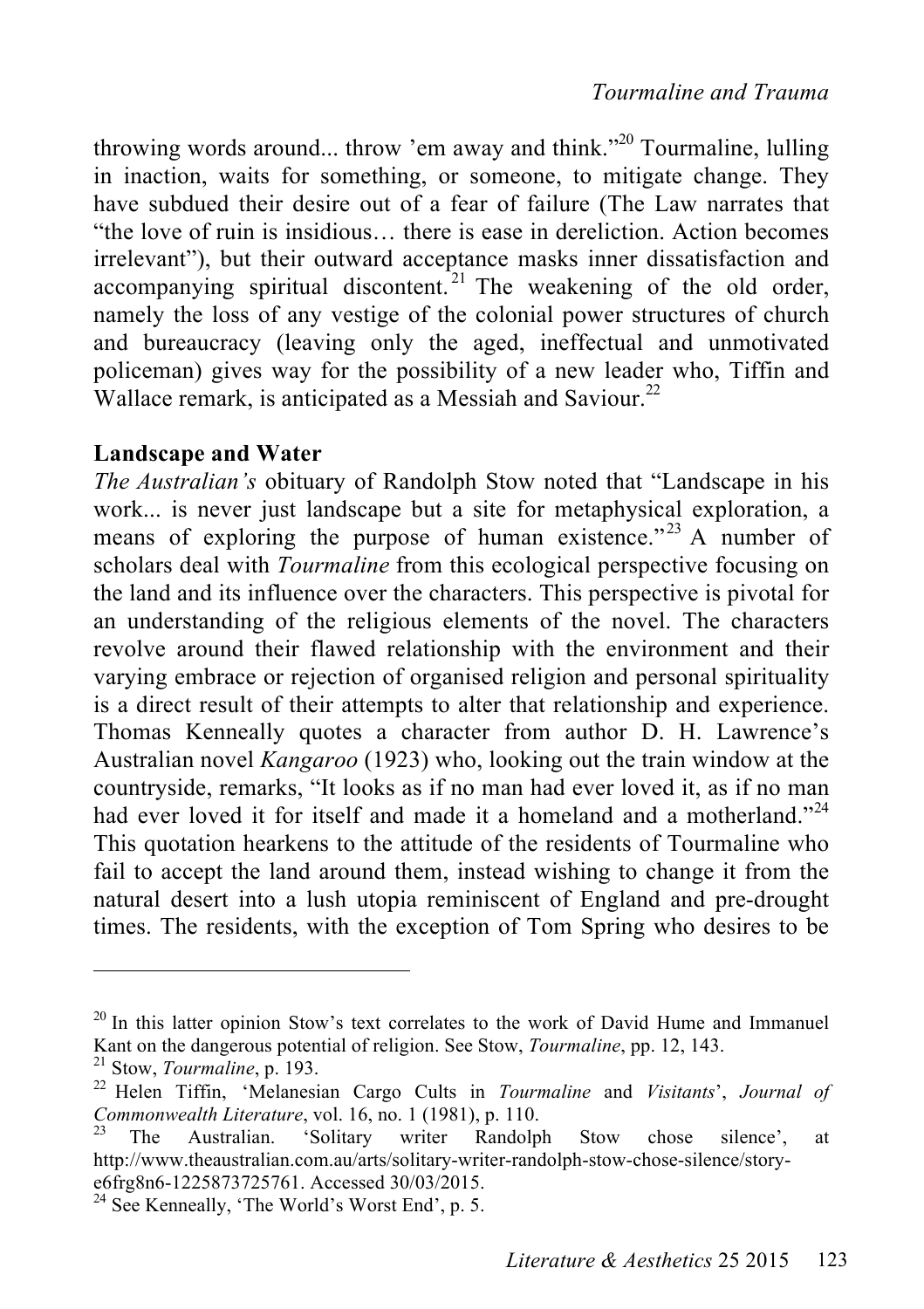throwing words around... throw 'em away and think."[20] Tourmaline, lulling in inaction, waits for something, or someone, to mitigate change. They have subdued their desire out of a fear of failure (The Law narrates that "the love of ruin is insidious… there is ease in dereliction. Action becomes irrelevant"), but their outward acceptance masks inner dissatisfaction and accompanying spiritual discontent.[21] The weakening of the old order, namely the loss of any vestige of the colonial power structures of church and bureaucracy (leaving only the aged, ineffectual and unmotivated policeman) gives way for the possibility of a new leader who, Tiffin and Wallace remark, is anticipated as a Messiah and Saviour.[22]

**Landscape and Water**

*The Australian's* obituary of Randolph Stow noted that "Landscape in his work... is never just landscape but a site for metaphysical exploration, a means of exploring the purpose of human existence."[23] A number of scholars deal with *Tourmaline* from this ecological perspective focusing on the land and its influence over the characters. This perspective is pivotal for an understanding of the religious elements of the novel. The characters revolve around their flawed relationship with the environment and their varying embrace or rejection of organised religion and personal spirituality is a direct result of their attempts to alter that relationship and experience. Thomas Kenneally quotes a character from author D. H. Lawrence's Australian novel *Kangaroo* (1923) who, looking out the train window at the countryside, remarks, "It looks as if no man had ever loved it, as if no man had ever loved it for itself and made it a homeland and a motherland."[24] This quotation hearkens to the attitude of the residents of Tourmaline who fail to accept the land around them, instead wishing to change it from the natural desert into a lush utopia reminiscent of England and pre-drought times. The residents, with the exception of Tom Spring who desires to be

---

[20] In this latter opinion Stow's text correlates to the work of David Hume and Immanuel Kant on the dangerous potential of religion. See Stow, *Tourmaline*, pp. 12, 143.

[21] Stow, *Tourmaline*, p. 193.

[22] Helen Tiffin, 'Melanesian Cargo Cults in *Tourmaline* and *Visitants*', *Journal of Commonwealth Literature*, vol. 16, no. 1 (1981), p. 110.

[23] The Australian. 'Solitary writer Randolph Stow chose silence', at http://www.theaustralian.com.au/arts/solitary-writer-randolph-stow-chose-silence/story-e6frg8n6-1225873725761. Accessed 30/03/2015.

[24] See Kenneally, 'The World's Worst End', p. 5.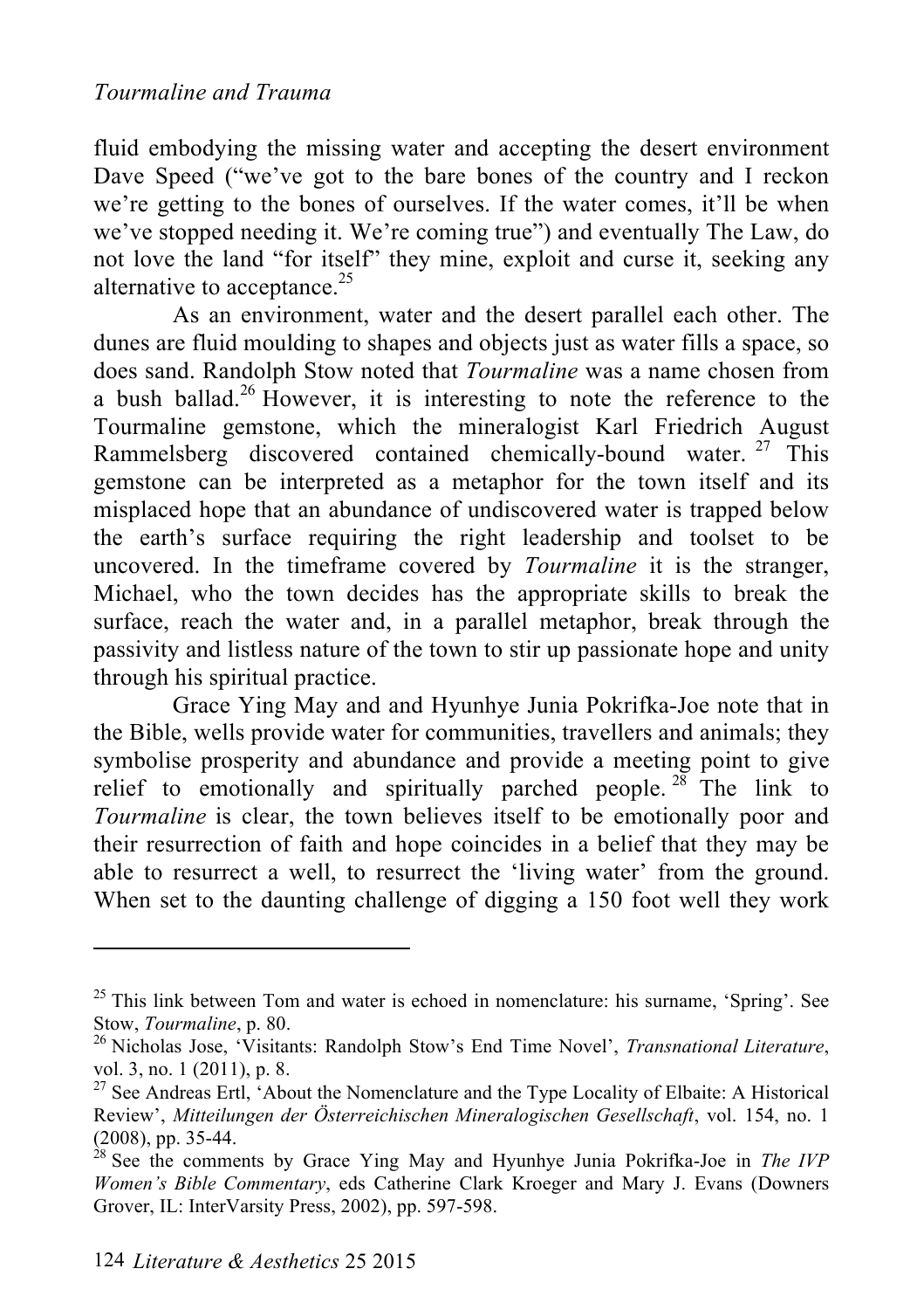fluid embodying the missing water and accepting the desert environment Dave Speed ("we've got to the bare bones of the country and I reckon we're getting to the bones of ourselves. If the water comes, it'll be when we've stopped needing it. We're coming true") and eventually The Law, do not love the land "for itself" they mine, exploit and curse it, seeking any alternative to acceptance.[25]

As an environment, water and the desert parallel each other. The dunes are fluid moulding to shapes and objects just as water fills a space, so does sand. Randolph Stow noted that *Tourmaline* was a name chosen from a bush ballad.[26] However, it is interesting to note the reference to the Tourmaline gemstone, which the mineralogist Karl Friedrich August Rammelsberg discovered contained chemically-bound water.[27] This gemstone can be interpreted as a metaphor for the town itself and its misplaced hope that an abundance of undiscovered water is trapped below the earth's surface requiring the right leadership and toolset to be uncovered. In the timeframe covered by *Tourmaline* it is the stranger, Michael, who the town decides has the appropriate skills to break the surface, reach the water and, in a parallel metaphor, break through the passivity and listless nature of the town to stir up passionate hope and unity through his spiritual practice.

Grace Ying May and and Hyunhye Junia Pokrifka-Joe note that in the Bible, wells provide water for communities, travellers and animals; they symbolise prosperity and abundance and provide a meeting point to give relief to emotionally and spiritually parched people.[28] The link to *Tourmaline* is clear, the town believes itself to be emotionally poor and their resurrection of faith and hope coincides in a belief that they may be able to resurrect a well, to resurrect the 'living water' from the ground. When set to the daunting challenge of digging a 150 foot well they work

---

[25] This link between Tom and water is echoed in nomenclature: his surname, 'Spring'. See Stow, *Tourmaline*, p. 80.

[26] Nicholas Jose, 'Visitants: Randolph Stow's End Time Novel', *Transnational Literature*, vol. 3, no. 1 (2011), p. 8.

[27] See Andreas Ertl, 'About the Nomenclature and the Type Locality of Elbaite: A Historical Review', *Mitteilungen der Österreichischen Mineralogischen Gesellschaft*, vol. 154, no. 1 (2008), pp. 35-44.

[28] See the comments by Grace Ying May and Hyunhye Junia Pokrifka-Joe in *The IVP Women's Bible Commentary*, eds Catherine Clark Kroeger and Mary J. Evans (Downers Grover, IL: InterVarsity Press, 2002), pp. 597-598.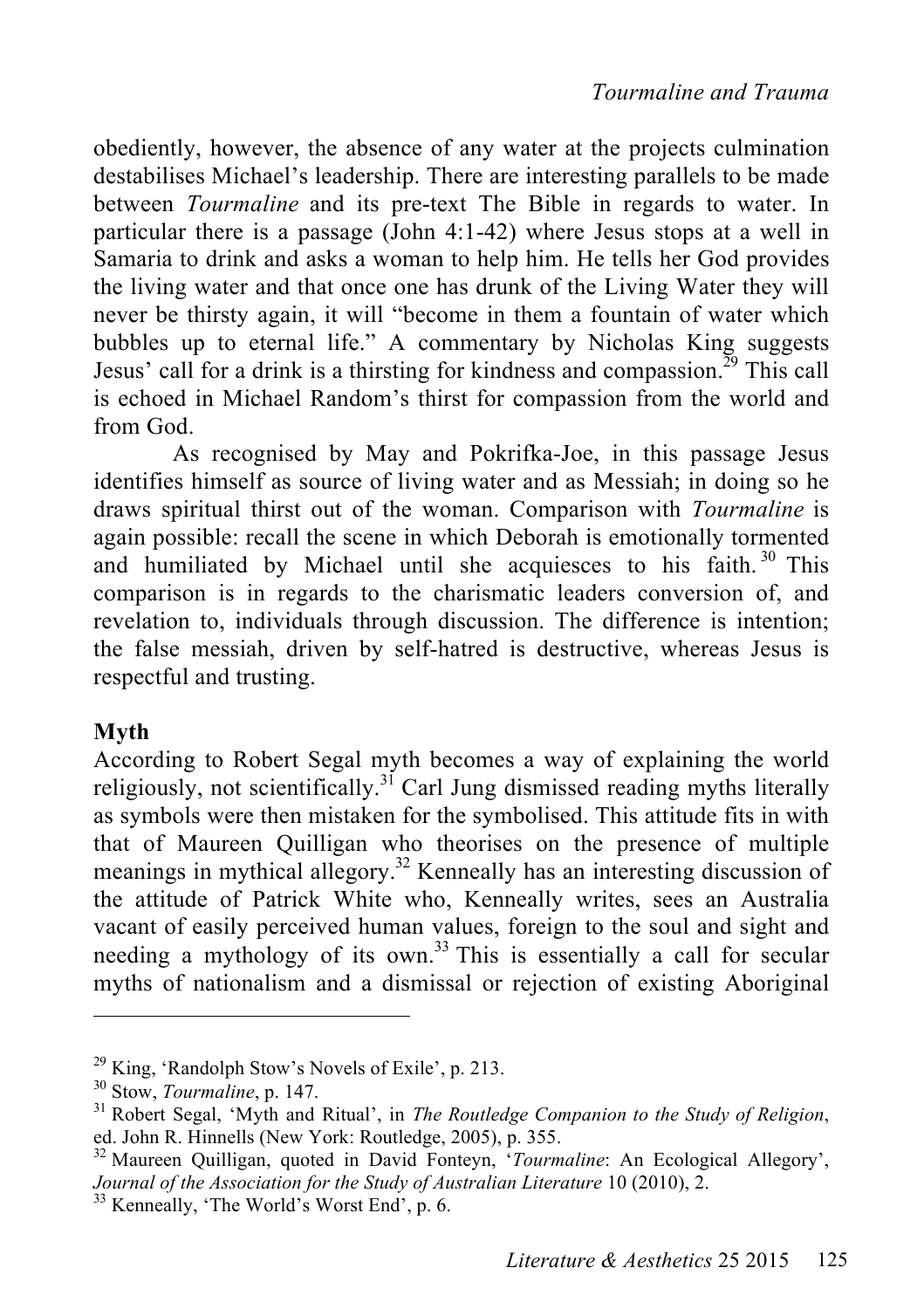obediently, however, the absence of any water at the projects culmination destabilises Michael's leadership. There are interesting parallels to be made between *Tourmaline* and its pre-text The Bible in regards to water. In particular there is a passage (John 4:1-42) where Jesus stops at a well in Samaria to drink and asks a woman to help him. He tells her God provides the living water and that once one has drunk of the Living Water they will never be thirsty again, it will "become in them a fountain of water which bubbles up to eternal life." A commentary by Nicholas King suggests Jesus' call for a drink is a thirsting for kindness and compassion.[29] This call is echoed in Michael Random's thirst for compassion from the world and from God.

As recognised by May and Pokrifka-Joe, in this passage Jesus identifies himself as source of living water and as Messiah; in doing so he draws spiritual thirst out of the woman. Comparison with *Tourmaline* is again possible: recall the scene in which Deborah is emotionally tormented and humiliated by Michael until she acquiesces to his faith.[30] This comparison is in regards to the charismatic leaders conversion of, and revelation to, individuals through discussion. The difference is intention; the false messiah, driven by self-hatred is destructive, whereas Jesus is respectful and trusting.

**Myth**

According to Robert Segal myth becomes a way of explaining the world religiously, not scientifically.[31] Carl Jung dismissed reading myths literally as symbols were then mistaken for the symbolised. This attitude fits in with that of Maureen Quilligan who theorises on the presence of multiple meanings in mythical allegory.[32] Kenneally has an interesting discussion of the attitude of Patrick White who, Kenneally writes, sees an Australia vacant of easily perceived human values, foreign to the soul and sight and needing a mythology of its own.[33] This is essentially a call for secular myths of nationalism and a dismissal or rejection of existing Aboriginal

---

[29] King, 'Randolph Stow's Novels of Exile', p. 213.

[30] Stow, *Tourmaline*, p. 147.

[31] Robert Segal, 'Myth and Ritual', in *The Routledge Companion to the Study of Religion*, ed. John R. Hinnells (New York: Routledge, 2005), p. 355.

[32] Maureen Quilligan, quoted in David Fonteyn, '*Tourmaline*: An Ecological Allegory', *Journal of the Association for the Study of Australian Literature* 10 (2010), 2.

[33] Kenneally, 'The World's Worst End', p. 6.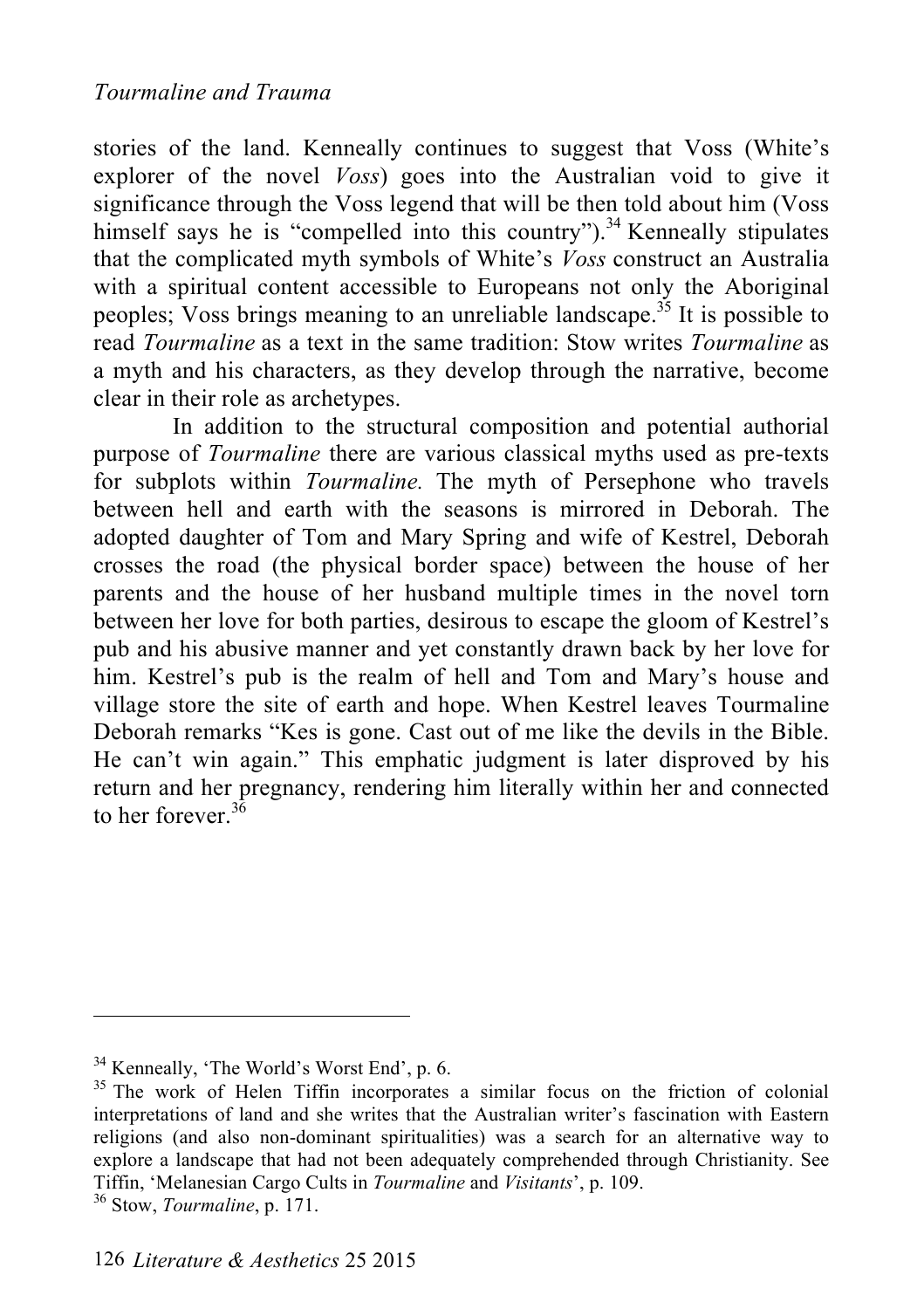stories of the land. Kenneally continues to suggest that Voss (White's explorer of the novel *Voss*) goes into the Australian void to give it significance through the Voss legend that will be then told about him (Voss himself says he is "compelled into this country").[34] Kenneally stipulates that the complicated myth symbols of White's *Voss* construct an Australia with a spiritual content accessible to Europeans not only the Aboriginal peoples; Voss brings meaning to an unreliable landscape.[35] It is possible to read *Tourmaline* as a text in the same tradition: Stow writes *Tourmaline* as a myth and his characters, as they develop through the narrative, become clear in their role as archetypes.

In addition to the structural composition and potential authorial purpose of *Tourmaline* there are various classical myths used as pre-texts for subplots within *Tourmaline.* The myth of Persephone who travels between hell and earth with the seasons is mirrored in Deborah. The adopted daughter of Tom and Mary Spring and wife of Kestrel, Deborah crosses the road (the physical border space) between the house of her parents and the house of her husband multiple times in the novel torn between her love for both parties, desirous to escape the gloom of Kestrel's pub and his abusive manner and yet constantly drawn back by her love for him. Kestrel's pub is the realm of hell and Tom and Mary's house and village store the site of earth and hope. When Kestrel leaves Tourmaline Deborah remarks "Kes is gone. Cast out of me like the devils in the Bible. He can't win again." This emphatic judgment is later disproved by his return and her pregnancy, rendering him literally within her and connected to her forever.[36]

---

[34] Kenneally, 'The World's Worst End', p. 6.

[35] The work of Helen Tiffin incorporates a similar focus on the friction of colonial interpretations of land and she writes that the Australian writer's fascination with Eastern religions (and also non-dominant spiritualities) was a search for an alternative way to explore a landscape that had not been adequately comprehended through Christianity. See Tiffin, 'Melanesian Cargo Cults in *Tourmaline* and *Visitants*', p. 109.

[36] Stow, *Tourmaline*, p. 171.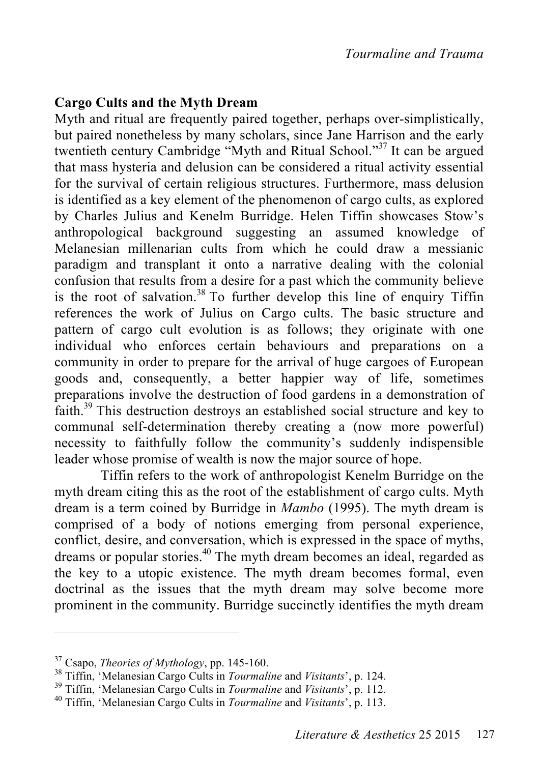## Cargo Cults and the Myth Dream

Myth and ritual are frequently paired together, perhaps over-simplistically, but paired nonetheless by many scholars, since Jane Harrison and the early twentieth century Cambridge "Myth and Ritual School."[37] It can be argued that mass hysteria and delusion can be considered a ritual activity essential for the survival of certain religious structures. Furthermore, mass delusion is identified as a key element of the phenomenon of cargo cults, as explored by Charles Julius and Kenelm Burridge. Helen Tiffin showcases Stow's anthropological background suggesting an assumed knowledge of Melanesian millenarian cults from which he could draw a messianic paradigm and transplant it onto a narrative dealing with the colonial confusion that results from a desire for a past which the community believe is the root of salvation.[38] To further develop this line of enquiry Tiffin references the work of Julius on Cargo cults. The basic structure and pattern of cargo cult evolution is as follows; they originate with one individual who enforces certain behaviours and preparations on a community in order to prepare for the arrival of huge cargoes of European goods and, consequently, a better happier way of life, sometimes preparations involve the destruction of food gardens in a demonstration of faith.[39] This destruction destroys an established social structure and key to communal self-determination thereby creating a (now more powerful) necessity to faithfully follow the community's suddenly indispensible leader whose promise of wealth is now the major source of hope.

Tiffin refers to the work of anthropologist Kenelm Burridge on the myth dream citing this as the root of the establishment of cargo cults. Myth dream is a term coined by Burridge in *Mambo* (1995). The myth dream is comprised of a body of notions emerging from personal experience, conflict, desire, and conversation, which is expressed in the space of myths, dreams or popular stories.[40] The myth dream becomes an ideal, regarded as the key to a utopic existence. The myth dream becomes formal, even doctrinal as the issues that the myth dream may solve become more prominent in the community. Burridge succinctly identifies the myth dream

---

[37] Csapo, *Theories of Mythology*, pp. 145-160.

[38] Tiffin, 'Melanesian Cargo Cults in *Tourmaline* and *Visitants*', p. 124.

[39] Tiffin, 'Melanesian Cargo Cults in *Tourmaline* and *Visitants*', p. 112.

[40] Tiffin, 'Melanesian Cargo Cults in *Tourmaline* and *Visitants*', p. 113.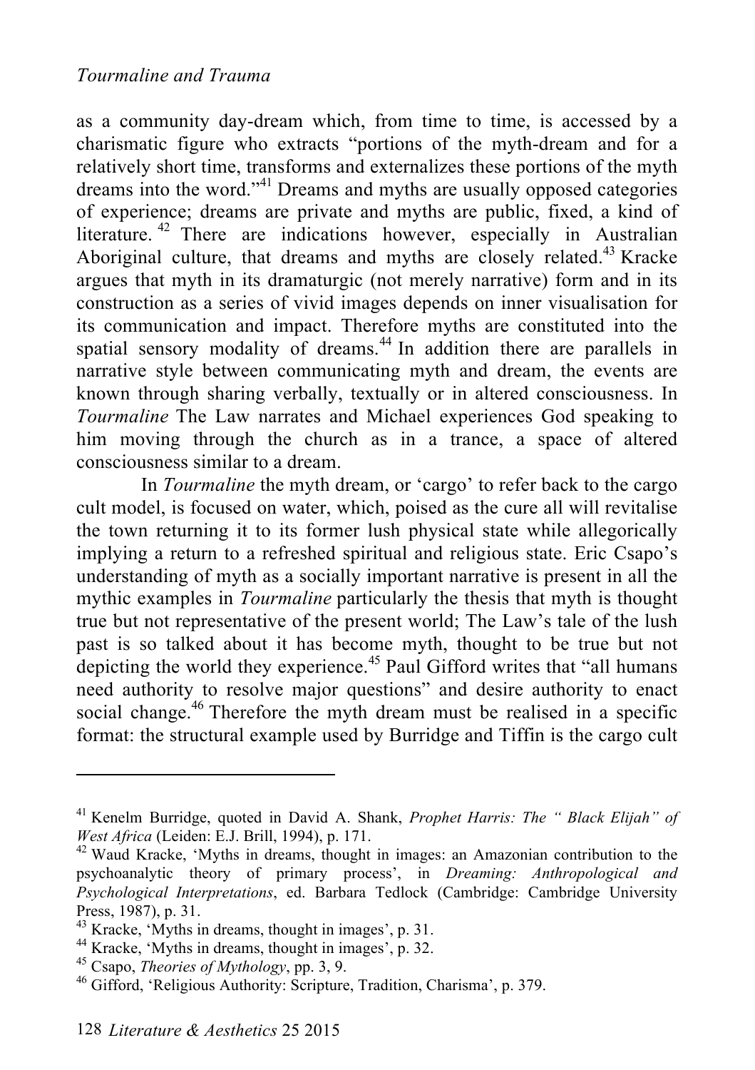as a community day-dream which, from time to time, is accessed by a charismatic figure who extracts "portions of the myth-dream and for a relatively short time, transforms and externalizes these portions of the myth dreams into the word."[41] Dreams and myths are usually opposed categories of experience; dreams are private and myths are public, fixed, a kind of literature.[42] There are indications however, especially in Australian Aboriginal culture, that dreams and myths are closely related.[43] Kracke argues that myth in its dramaturgic (not merely narrative) form and in its construction as a series of vivid images depends on inner visualisation for its communication and impact. Therefore myths are constituted into the spatial sensory modality of dreams.[44] In addition there are parallels in narrative style between communicating myth and dream, the events are known through sharing verbally, textually or in altered consciousness. In *Tourmaline* The Law narrates and Michael experiences God speaking to him moving through the church as in a trance, a space of altered consciousness similar to a dream.

In *Tourmaline* the myth dream, or 'cargo' to refer back to the cargo cult model, is focused on water, which, poised as the cure all will revitalise the town returning it to its former lush physical state while allegorically implying a return to a refreshed spiritual and religious state. Eric Csapo's understanding of myth as a socially important narrative is present in all the mythic examples in *Tourmaline* particularly the thesis that myth is thought true but not representative of the present world; The Law's tale of the lush past is so talked about it has become myth, thought to be true but not depicting the world they experience.[45] Paul Gifford writes that "all humans need authority to resolve major questions" and desire authority to enact social change.[46] Therefore the myth dream must be realised in a specific format: the structural example used by Burridge and Tiffin is the cargo cult

---

[41] Kenelm Burridge, quoted in David A. Shank, *Prophet Harris: The " Black Elijah" of West Africa* (Leiden: E.J. Brill, 1994), p. 171.

[42] Waud Kracke, 'Myths in dreams, thought in images: an Amazonian contribution to the psychoanalytic theory of primary process', in *Dreaming: Anthropological and Psychological Interpretations*, ed. Barbara Tedlock (Cambridge: Cambridge University Press, 1987), p. 31.

[43] Kracke, 'Myths in dreams, thought in images', p. 31.

[44] Kracke, 'Myths in dreams, thought in images', p. 32.

[45] Csapo, *Theories of Mythology*, pp. 3, 9.

[46] Gifford, 'Religious Authority: Scripture, Tradition, Charisma', p. 379.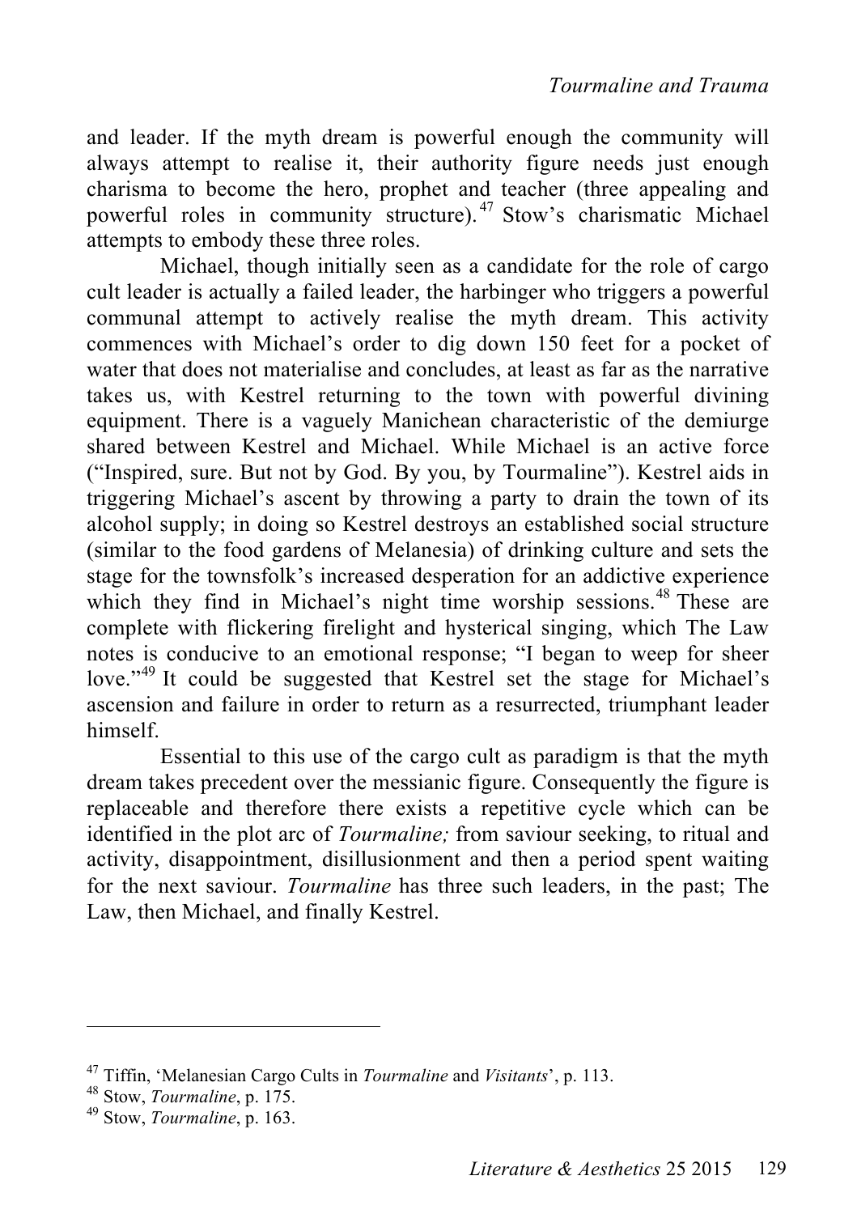and leader. If the myth dream is powerful enough the community will always attempt to realise it, their authority figure needs just enough charisma to become the hero, prophet and teacher (three appealing and powerful roles in community structure).[47] Stow's charismatic Michael attempts to embody these three roles.

Michael, though initially seen as a candidate for the role of cargo cult leader is actually a failed leader, the harbinger who triggers a powerful communal attempt to actively realise the myth dream. This activity commences with Michael's order to dig down 150 feet for a pocket of water that does not materialise and concludes, at least as far as the narrative takes us, with Kestrel returning to the town with powerful divining equipment. There is a vaguely Manichean characteristic of the demiurge shared between Kestrel and Michael. While Michael is an active force ("Inspired, sure. But not by God. By you, by Tourmaline"). Kestrel aids in triggering Michael's ascent by throwing a party to drain the town of its alcohol supply; in doing so Kestrel destroys an established social structure (similar to the food gardens of Melanesia) of drinking culture and sets the stage for the townsfolk's increased desperation for an addictive experience which they find in Michael's night time worship sessions.[48] These are complete with flickering firelight and hysterical singing, which The Law notes is conducive to an emotional response; "I began to weep for sheer love."[49] It could be suggested that Kestrel set the stage for Michael's ascension and failure in order to return as a resurrected, triumphant leader himself.

Essential to this use of the cargo cult as paradigm is that the myth dream takes precedent over the messianic figure. Consequently the figure is replaceable and therefore there exists a repetitive cycle which can be identified in the plot arc of *Tourmaline;* from saviour seeking, to ritual and activity, disappointment, disillusionment and then a period spent waiting for the next saviour. *Tourmaline* has three such leaders, in the past; The Law, then Michael, and finally Kestrel.

---

[47] Tiffin, 'Melanesian Cargo Cults in *Tourmaline* and *Visitants*', p. 113.

[48] Stow, *Tourmaline*, p. 175.

[49] Stow, *Tourmaline*, p. 163.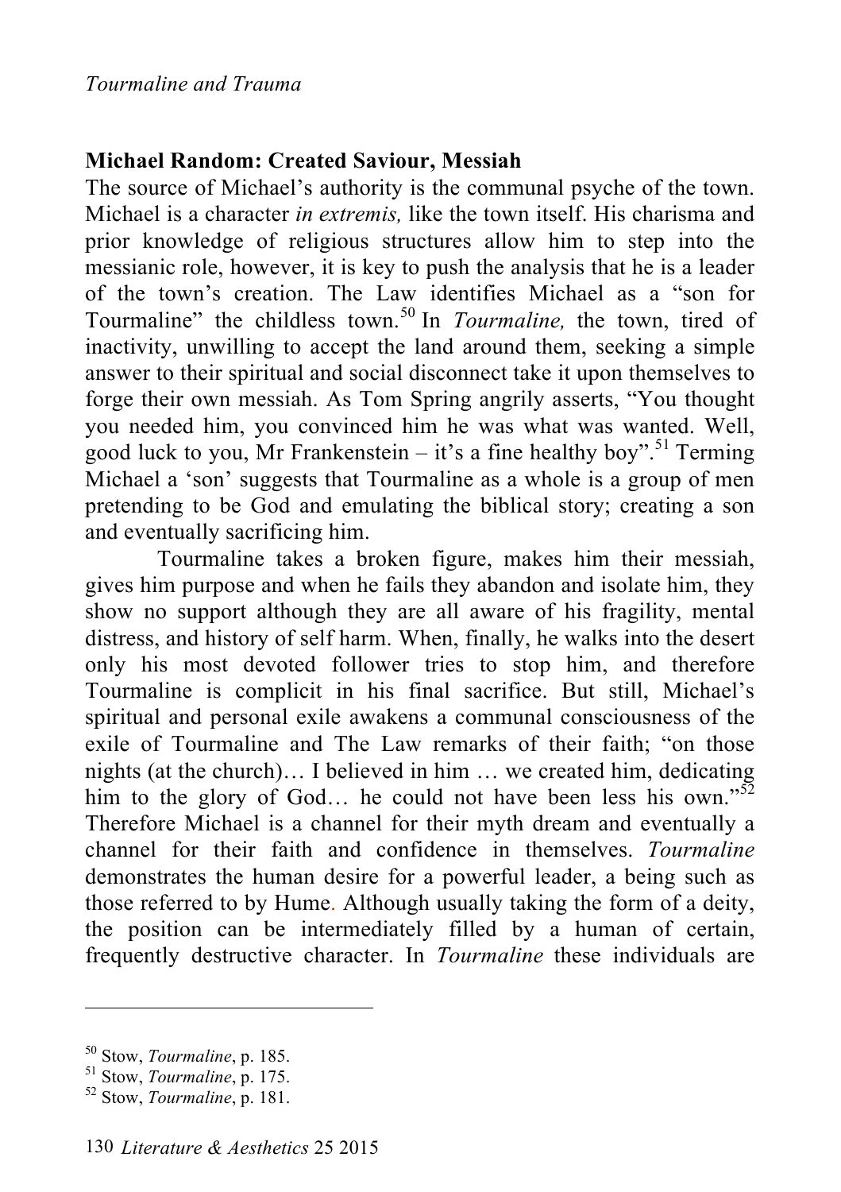## Michael Random: Created Saviour, Messiah

The source of Michael's authority is the communal psyche of the town. Michael is a character *in extremis,* like the town itself. His charisma and prior knowledge of religious structures allow him to step into the messianic role, however, it is key to push the analysis that he is a leader of the town's creation. The Law identifies Michael as a "son for Tourmaline" the childless town.[50] In *Tourmaline,* the town, tired of inactivity, unwilling to accept the land around them, seeking a simple answer to their spiritual and social disconnect take it upon themselves to forge their own messiah. As Tom Spring angrily asserts, "You thought you needed him, you convinced him he was what was wanted. Well, good luck to you, Mr Frankenstein – it's a fine healthy boy".[51] Terming Michael a 'son' suggests that Tourmaline as a whole is a group of men pretending to be God and emulating the biblical story; creating a son and eventually sacrificing him.

Tourmaline takes a broken figure, makes him their messiah, gives him purpose and when he fails they abandon and isolate him, they show no support although they are all aware of his fragility, mental distress, and history of self harm. When, finally, he walks into the desert only his most devoted follower tries to stop him, and therefore Tourmaline is complicit in his final sacrifice. But still, Michael's spiritual and personal exile awakens a communal consciousness of the exile of Tourmaline and The Law remarks of their faith; "on those nights (at the church)… I believed in him … we created him, dedicating him to the glory of God… he could not have been less his own."[52] Therefore Michael is a channel for their myth dream and eventually a channel for their faith and confidence in themselves. *Tourmaline* demonstrates the human desire for a powerful leader, a being such as those referred to by Hume. Although usually taking the form of a deity, the position can be intermediately filled by a human of certain, frequently destructive character. In *Tourmaline* these individuals are

---

[50] Stow, *Tourmaline*, p. 185.

[51] Stow, *Tourmaline*, p. 175.

[52] Stow, *Tourmaline*, p. 181.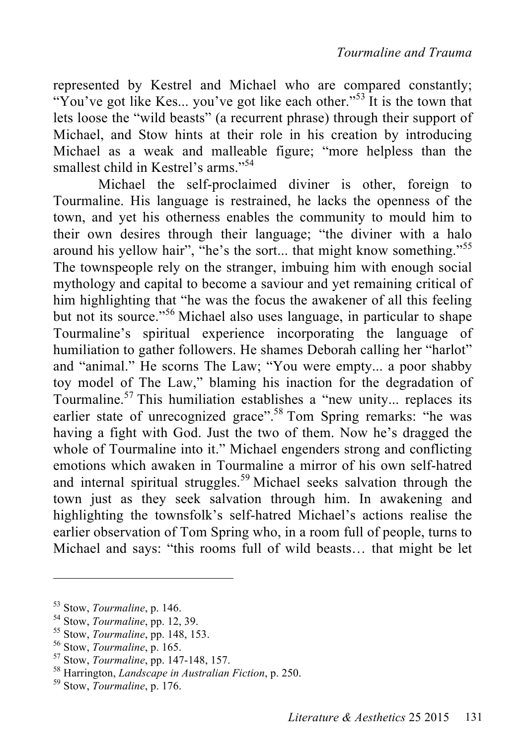represented by Kestrel and Michael who are compared constantly; "You've got like Kes... you've got like each other."[53] It is the town that lets loose the "wild beasts" (a recurrent phrase) through their support of Michael, and Stow hints at their role in his creation by introducing Michael as a weak and malleable figure; "more helpless than the smallest child in Kestrel's arms."[54]

Michael the self-proclaimed diviner is other, foreign to Tourmaline. His language is restrained, he lacks the openness of the town, and yet his otherness enables the community to mould him to their own desires through their language; "the diviner with a halo around his yellow hair", "he's the sort... that might know something."[55] The townspeople rely on the stranger, imbuing him with enough social mythology and capital to become a saviour and yet remaining critical of him highlighting that "he was the focus the awakener of all this feeling but not its source."[56] Michael also uses language, in particular to shape Tourmaline's spiritual experience incorporating the language of humiliation to gather followers. He shames Deborah calling her "harlot" and "animal." He scorns The Law; "You were empty... a poor shabby toy model of The Law," blaming his inaction for the degradation of Tourmaline.[57] This humiliation establishes a "new unity... replaces its earlier state of unrecognized grace".[58] Tom Spring remarks: "he was having a fight with God. Just the two of them. Now he's dragged the whole of Tourmaline into it." Michael engenders strong and conflicting emotions which awaken in Tourmaline a mirror of his own self-hatred and internal spiritual struggles.[59] Michael seeks salvation through the town just as they seek salvation through him. In awakening and highlighting the townsfolk's self-hatred Michael's actions realise the earlier observation of Tom Spring who, in a room full of people, turns to Michael and says: "this rooms full of wild beasts… that might be let

---

[53] Stow, *Tourmaline*, p. 146.

[54] Stow, *Tourmaline*, pp. 12, 39.

[55] Stow, *Tourmaline*, pp. 148, 153.

[56] Stow, *Tourmaline*, p. 165.

[57] Stow, *Tourmaline*, pp. 147-148, 157.

[58] Harrington, *Landscape in Australian Fiction*, p. 250.

[59] Stow, *Tourmaline*, p. 176.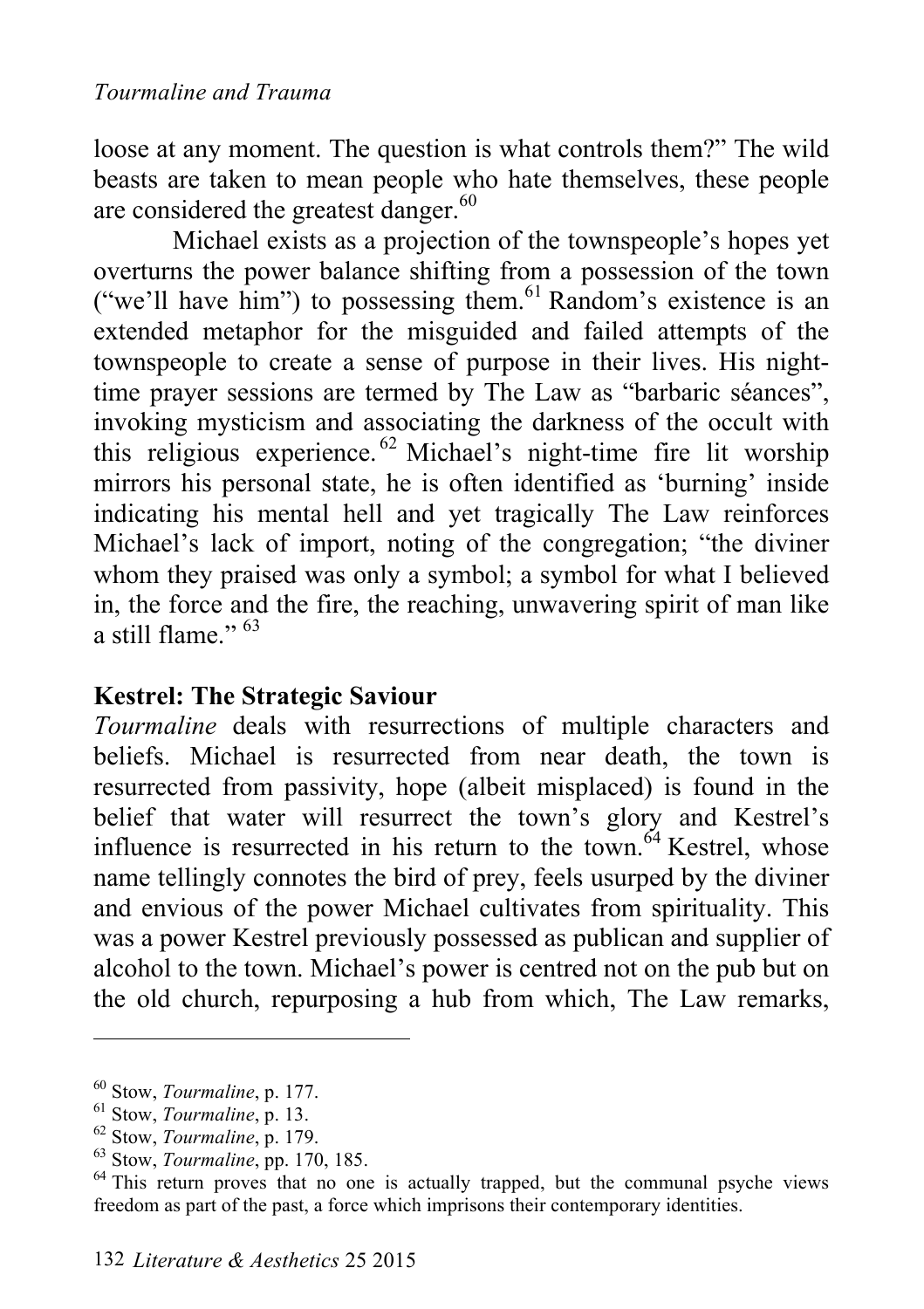loose at any moment. The question is what controls them?" The wild beasts are taken to mean people who hate themselves, these people are considered the greatest danger.[60]

Michael exists as a projection of the townspeople's hopes yet overturns the power balance shifting from a possession of the town ("we'll have him") to possessing them.[61] Random's existence is an extended metaphor for the misguided and failed attempts of the townspeople to create a sense of purpose in their lives. His night-time prayer sessions are termed by The Law as "barbaric séances", invoking mysticism and associating the darkness of the occult with this religious experience.[62] Michael's night-time fire lit worship mirrors his personal state, he is often identified as 'burning' inside indicating his mental hell and yet tragically The Law reinforces Michael's lack of import, noting of the congregation; "the diviner whom they praised was only a symbol; a symbol for what I believed in, the force and the fire, the reaching, unwavering spirit of man like a still flame." [63]

## Kestrel: The Strategic Saviour

*Tourmaline* deals with resurrections of multiple characters and beliefs. Michael is resurrected from near death, the town is resurrected from passivity, hope (albeit misplaced) is found in the belief that water will resurrect the town's glory and Kestrel's influence is resurrected in his return to the town.[64] Kestrel, whose name tellingly connotes the bird of prey, feels usurped by the diviner and envious of the power Michael cultivates from spirituality. This was a power Kestrel previously possessed as publican and supplier of alcohol to the town. Michael's power is centred not on the pub but on the old church, repurposing a hub from which, The Law remarks,

---

[60] Stow, *Tourmaline*, p. 177.

[61] Stow, *Tourmaline*, p. 13.

[62] Stow, *Tourmaline*, p. 179.

[63] Stow, *Tourmaline*, pp. 170, 185.

[64] This return proves that no one is actually trapped, but the communal psyche views freedom as part of the past, a force which imprisons their contemporary identities.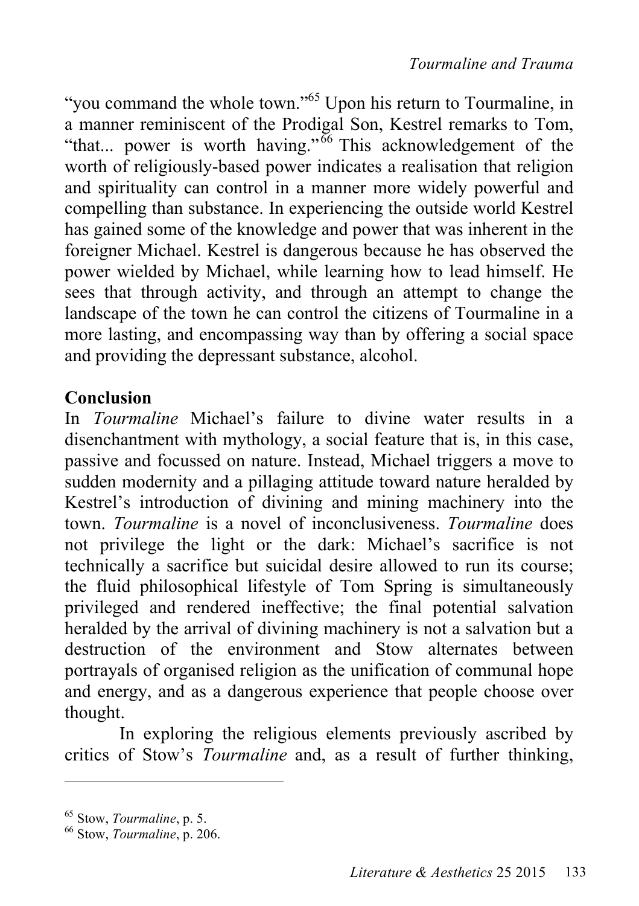"you command the whole town."[65] Upon his return to Tourmaline, in a manner reminiscent of the Prodigal Son, Kestrel remarks to Tom, "that... power is worth having."[66] This acknowledgement of the worth of religiously-based power indicates a realisation that religion and spirituality can control in a manner more widely powerful and compelling than substance. In experiencing the outside world Kestrel has gained some of the knowledge and power that was inherent in the foreigner Michael. Kestrel is dangerous because he has observed the power wielded by Michael, while learning how to lead himself. He sees that through activity, and through an attempt to change the landscape of the town he can control the citizens of Tourmaline in a more lasting, and encompassing way than by offering a social space and providing the depressant substance, alcohol.

**Conclusion**

In *Tourmaline* Michael's failure to divine water results in a disenchantment with mythology, a social feature that is, in this case, passive and focussed on nature. Instead, Michael triggers a move to sudden modernity and a pillaging attitude toward nature heralded by Kestrel's introduction of divining and mining machinery into the town. *Tourmaline* is a novel of inconclusiveness. *Tourmaline* does not privilege the light or the dark: Michael's sacrifice is not technically a sacrifice but suicidal desire allowed to run its course; the fluid philosophical lifestyle of Tom Spring is simultaneously privileged and rendered ineffective; the final potential salvation heralded by the arrival of divining machinery is not a salvation but a destruction of the environment and Stow alternates between portrayals of organised religion as the unification of communal hope and energy, and as a dangerous experience that people choose over thought.

In exploring the religious elements previously ascribed by critics of Stow's *Tourmaline* and, as a result of further thinking,

---

[65] Stow, *Tourmaline*, p. 5.

[66] Stow, *Tourmaline*, p. 206.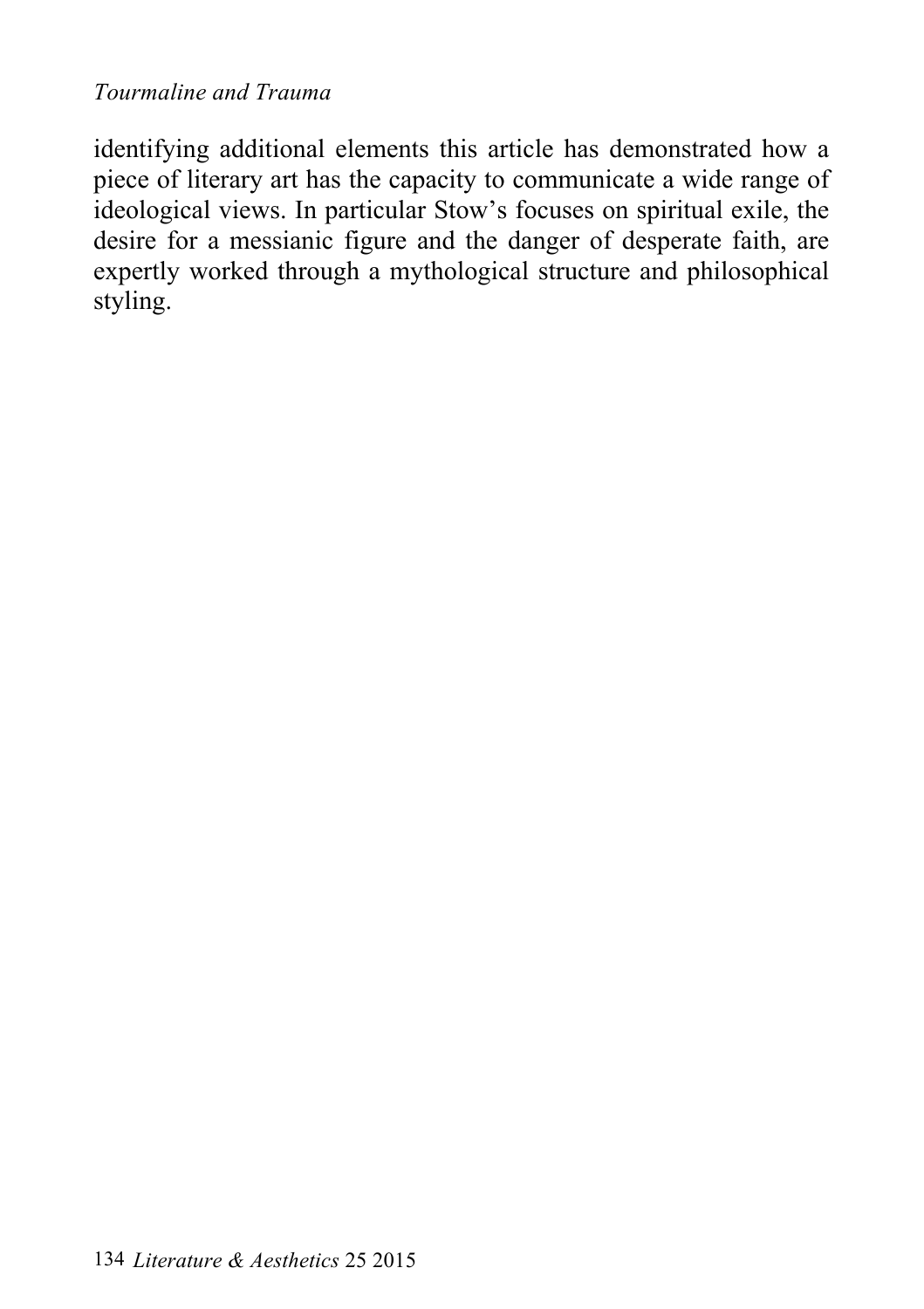identifying additional elements this article has demonstrated how a piece of literary art has the capacity to communicate a wide range of ideological views. In particular Stow's focuses on spiritual exile, the desire for a messianic figure and the danger of desperate faith, are expertly worked through a mythological structure and philosophical styling.